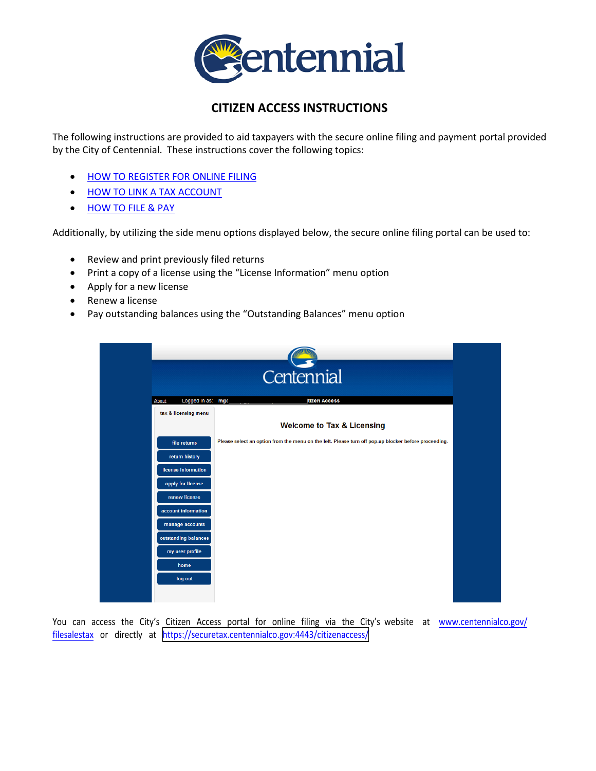# CITIZEN ACCESS INSTRUCTIONS

The following instructions are provided to aid taxpayers with the secure online filing and payment portal provided by the City of Centennial. These instructions cover the following topics:

- HOW TO REGISTER FOR ONLINE FILING
- HOW TO LINK A TAX ACCOUNT
- HOW TO FILE & PAY

Additionally, by utilizing the side menu options displayed below, the secure online filing portal can be used to:

- Review and print previously filed returns
- Print a copy of a license using the “License Information” menu option
- Apply for a new license
- Renew a license
- Pay outstanding balances using the “Outstanding Balances” menu option

You can access the City’s Citizen Access portal for online filing via the City’s website at www.centennialco.gov/filesalestax or directly at https://securetax.centennialco.gov:4443/citizenaccess/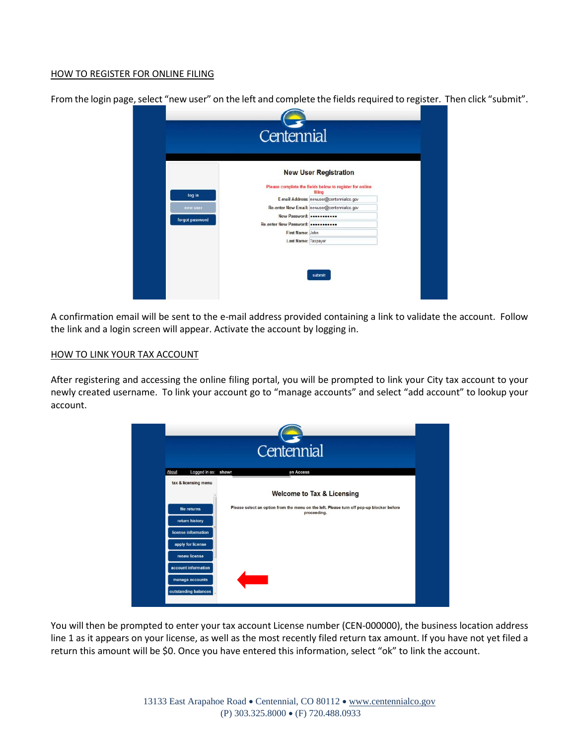## HOW TO REGISTER FOR ONLINE FILING

From the login page, select "new user" on the left and complete the fields required to register. Then click "submit".

A confirmation email will be sent to the e-mail address provided containing a link to validate the account. Follow the link and a login screen will appear. Activate the account by logging in.

## HOW TO LINK YOUR TAX ACCOUNT

After registering and accessing the online filing portal, you will be prompted to link your City tax account to your newly created username. To link your account go to "manage accounts" and select "add account" to lookup your account.

You will then be prompted to enter your tax account License number (CEN-000000), the business location address line 1 as it appears on your license, as well as the most recently filed return tax amount. If you have not yet filed a return this amount will be $0. Once you have entered this information, select "ok" to link the account.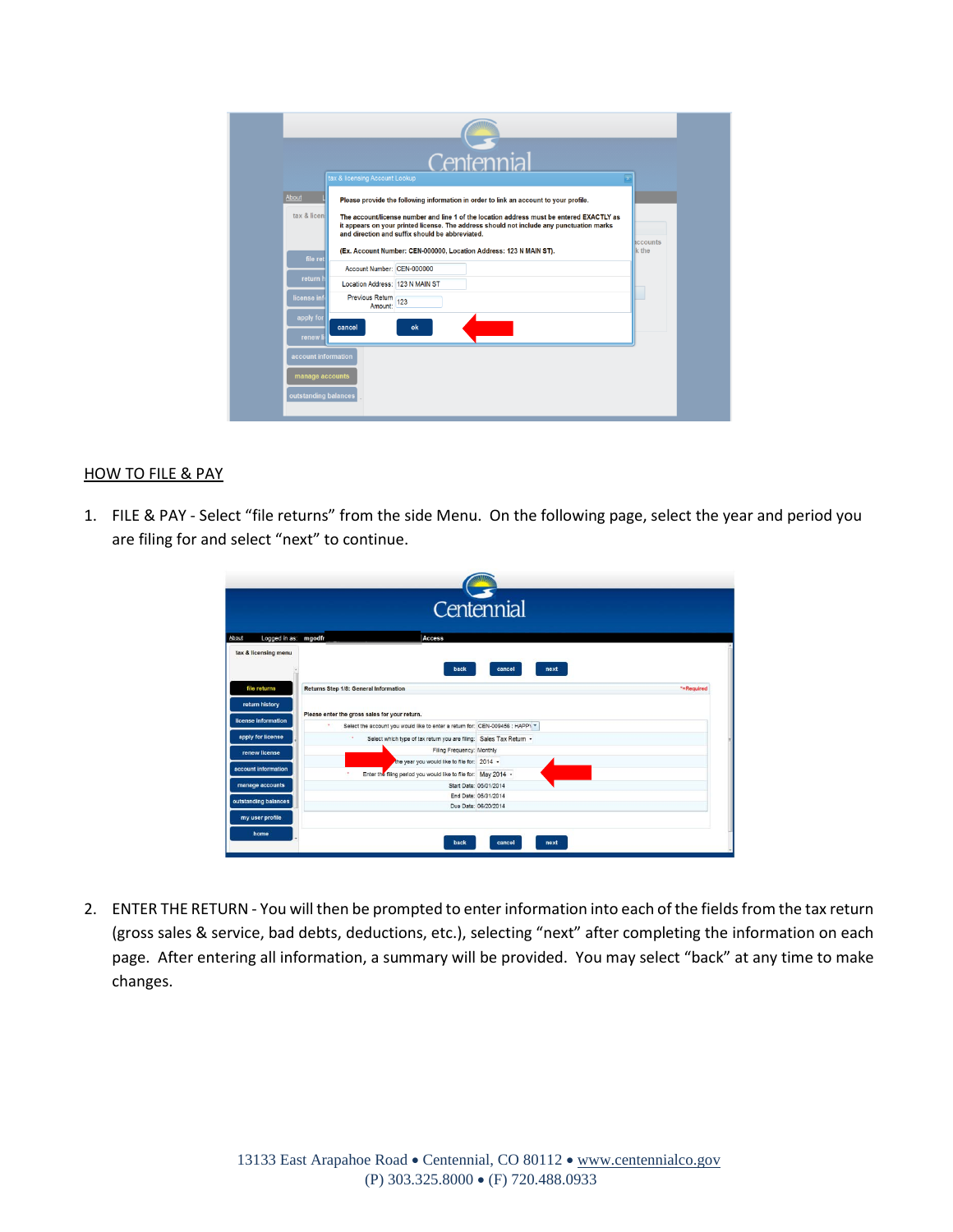## HOW TO FILE & PAY

1. FILE & PAY - Select "file returns" from the side Menu. On the following page, select the year and period you are filing for and select "next" to continue.

2. ENTER THE RETURN - You will then be prompted to enter information into each of the fields from the tax return (gross sales & service, bad debts, deductions, etc.), selecting "next" after completing the information on each page. After entering all information, a summary will be provided. You may select "back" at any time to make changes.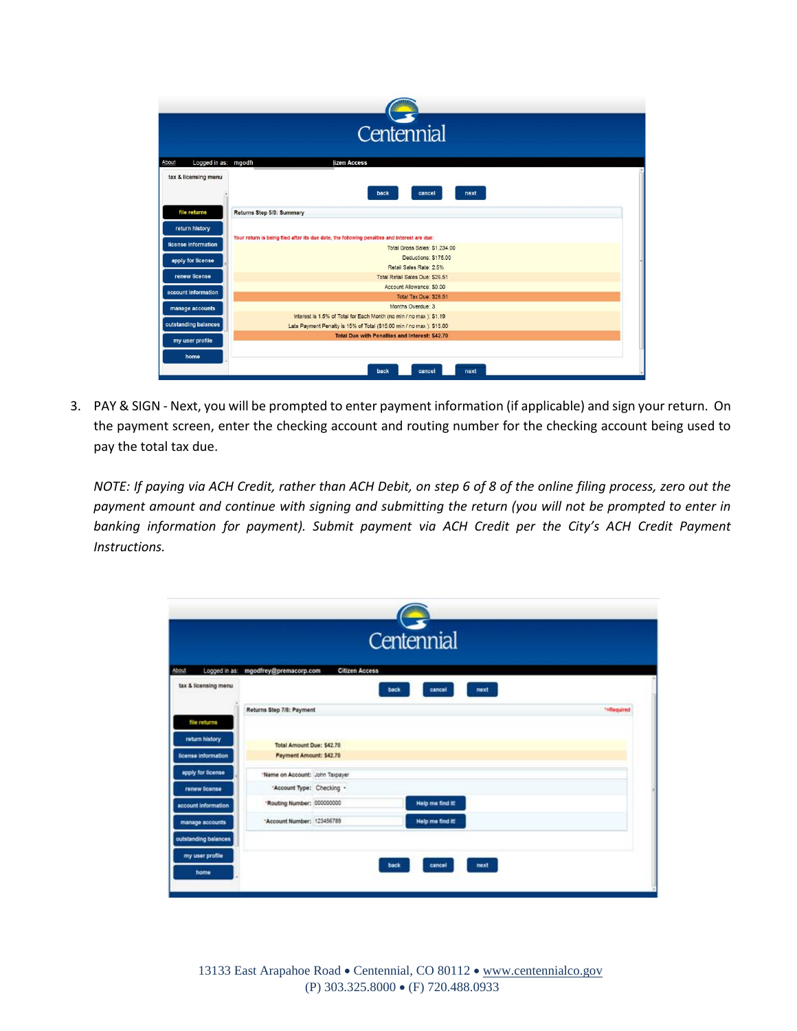3. PAY & SIGN - Next, you will be prompted to enter payment information (if applicable) and sign your return. On the payment screen, enter the checking account and routing number for the checking account being used to pay the total tax due.

   *NOTE: If paying via ACH Credit, rather than ACH Debit, on step 6 of 8 of the online filing process, zero out the payment amount and continue with signing and submitting the return (you will not be prompted to enter in banking information for payment). Submit payment via ACH Credit per the City's ACH Credit Payment Instructions.*

13133 East Arapahoe Road • Centennial, CO 80112 • www.centennialco.gov
(P) 303.325.8000 • (F) 720.488.0933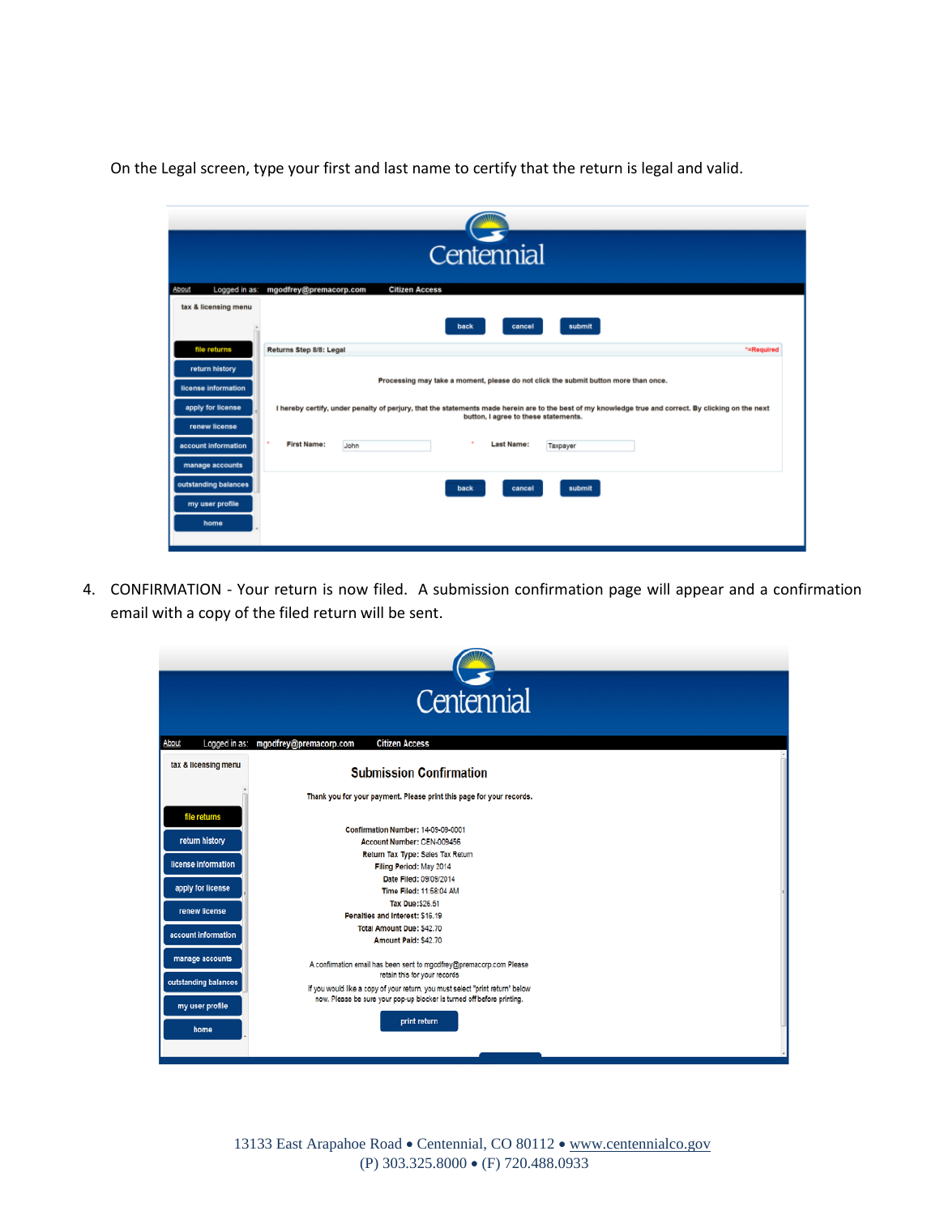On the Legal screen, type your first and last name to certify that the return is legal and valid.

Centennial

About Logged in as: mgodfrey@premacorp.com Citizen Access

tax & licensing menu

back cancel submit

file returns

return history

license information

apply for license

renew license

account information

manage accounts

outstanding balances

my user profile

home

Returns Step 8/8: Legal *=Required

Processing may take a moment, please do not click the submit button more than once.

I hereby certify, under penalty of perjury, that the statements made herein are to the best of my knowledge true and correct. By clicking on the next button, I agree to these statements.

\* First Name: John \* Last Name: Taxpayer

back cancel submit

4. CONFIRMATION - Your return is now filed. A submission confirmation page will appear and a confirmation email with a copy of the filed return will be sent.

Centennial

About Logged in as: mgodfrey@premacorp.com Citizen Access

tax & licensing menu

file returns

return history

license information

apply for license

renew license

account information

manage accounts

outstanding balances

my user profile

home

Submission Confirmation

Thank you for your payment. Please print this page for your records.

Confirmation Number: 14-09-09-0001
Account Number: CEN-009456
Return Tax Type: Sales Tax Return
Filing Period: May 2014
Date Filed: 09/09/2014
Time Filed: 11:58:04 AM
Tax Due: $26.51
Penalties and Interest: $16.19
Total Amount Due: $42.70
Amount Paid: $42.70

A confirmation email has been sent to mgodfrey@premacorp.com Please retain this for your records

If you would like a copy of your return, you must select "print return" below now. Please be sure your pop-up blocker is turned off before printing.

print return

13133 East Arapahoe Road • Centennial, CO 80112 • www.centennialco.gov
(P) 303.325.8000 • (F) 720.488.0933